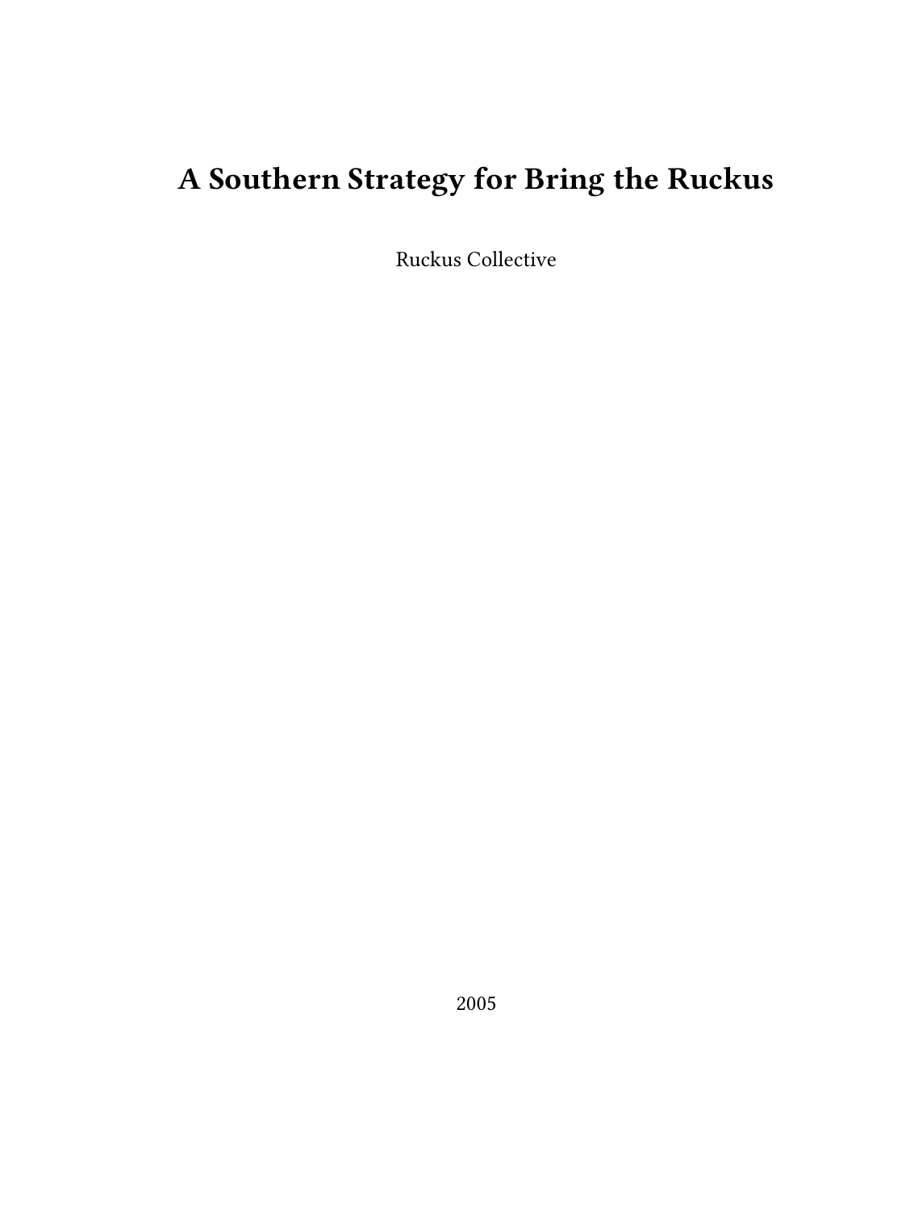# A Southern Strategy for Bring the Ruckus

Ruckus Collective

2005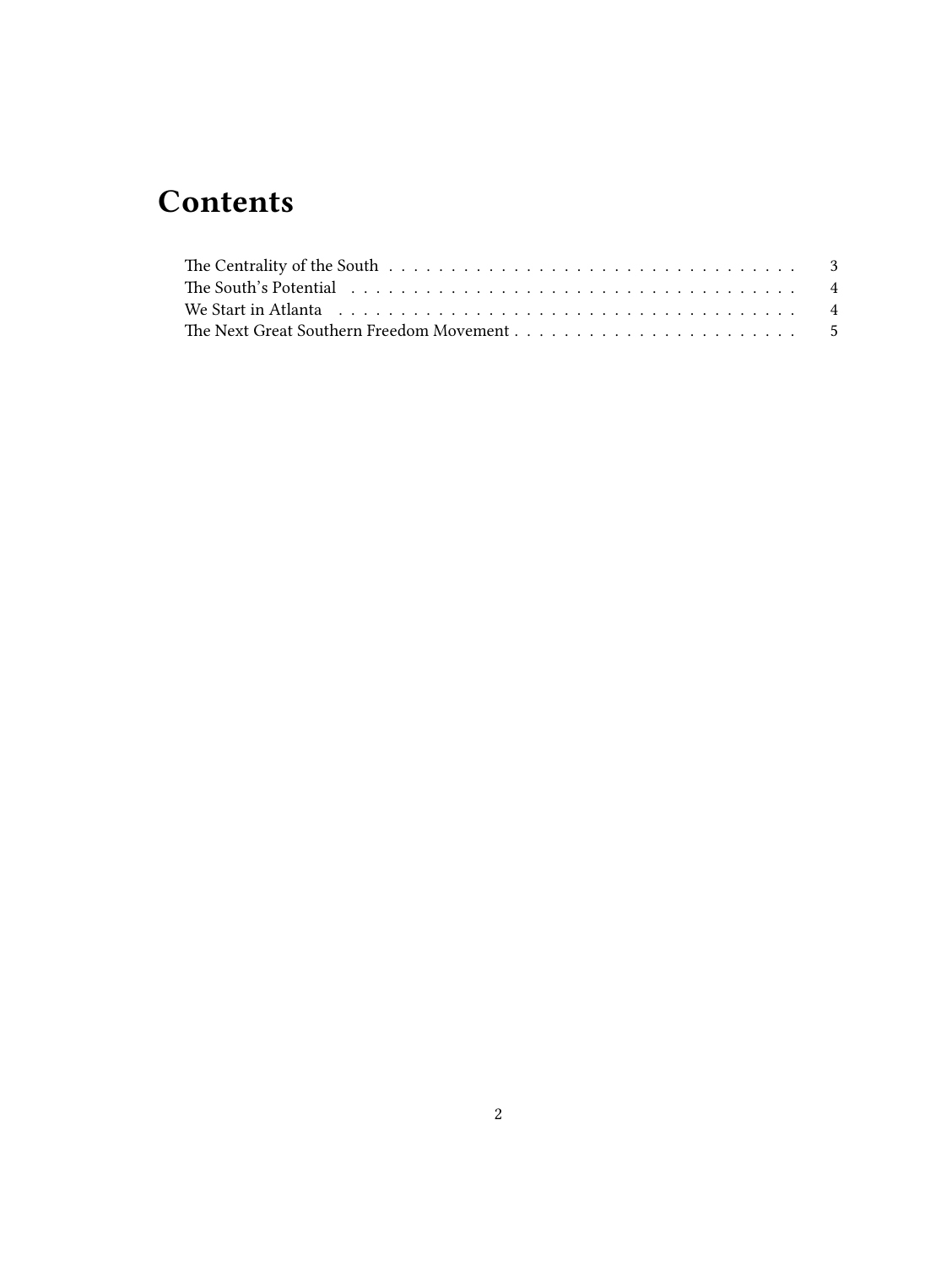# Contents

- The Centrality of the South . . . . . . . . . . . . . . . . . . . . . . . . . . . . . . . . . . 3
- The South's Potential . . . . . . . . . . . . . . . . . . . . . . . . . . . . . . . . . . . . . . 4
- We Start in Atlanta . . . . . . . . . . . . . . . . . . . . . . . . . . . . . . . . . . . . . . . 4
- The Next Great Southern Freedom Movement . . . . . . . . . . . . . . . . . . . . . . . . 5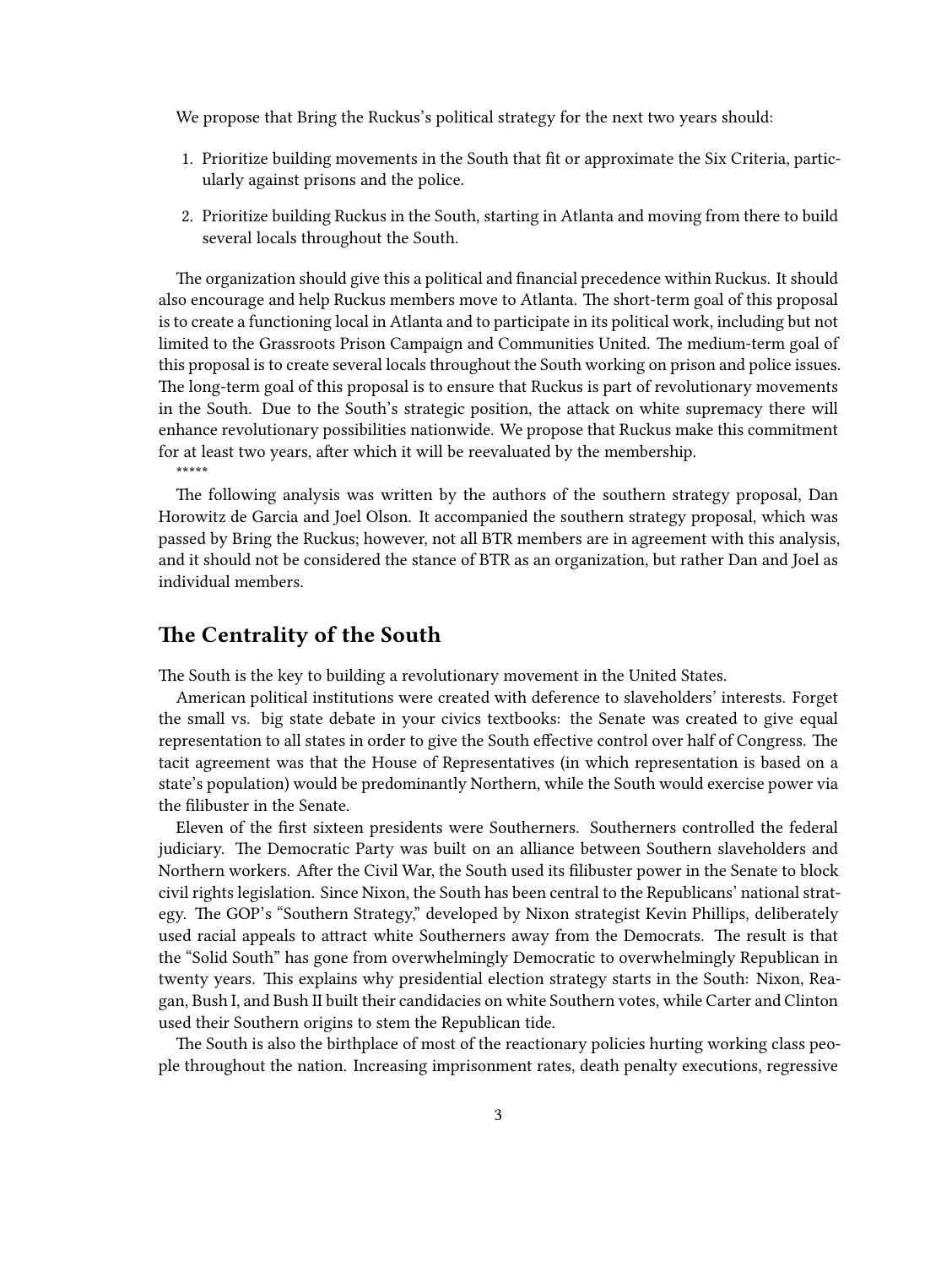We propose that Bring the Ruckus's political strategy for the next two years should:

1. Prioritize building movements in the South that fit or approximate the Six Criteria, particularly against prisons and the police.
2. Prioritize building Ruckus in the South, starting in Atlanta and moving from there to build several locals throughout the South.

The organization should give this a political and financial precedence within Ruckus. It should also encourage and help Ruckus members move to Atlanta. The short-term goal of this proposal is to create a functioning local in Atlanta and to participate in its political work, including but not limited to the Grassroots Prison Campaign and Communities United. The medium-term goal of this proposal is to create several locals throughout the South working on prison and police issues. The long-term goal of this proposal is to ensure that Ruckus is part of revolutionary movements in the South. Due to the South's strategic position, the attack on white supremacy there will enhance revolutionary possibilities nationwide. We propose that Ruckus make this commitment for at least two years, after which it will be reevaluated by the membership.

*****

The following analysis was written by the authors of the southern strategy proposal, Dan Horowitz de Garcia and Joel Olson. It accompanied the southern strategy proposal, which was passed by Bring the Ruckus; however, not all BTR members are in agreement with this analysis, and it should not be considered the stance of BTR as an organization, but rather Dan and Joel as individual members.

## The Centrality of the South

The South is the key to building a revolutionary movement in the United States.

American political institutions were created with deference to slaveholders' interests. Forget the small vs. big state debate in your civics textbooks: the Senate was created to give equal representation to all states in order to give the South effective control over half of Congress. The tacit agreement was that the House of Representatives (in which representation is based on a state's population) would be predominantly Northern, while the South would exercise power via the filibuster in the Senate.

Eleven of the first sixteen presidents were Southerners. Southerners controlled the federal judiciary. The Democratic Party was built on an alliance between Southern slaveholders and Northern workers. After the Civil War, the South used its filibuster power in the Senate to block civil rights legislation. Since Nixon, the South has been central to the Republicans' national strategy. The GOP's "Southern Strategy," developed by Nixon strategist Kevin Phillips, deliberately used racial appeals to attract white Southerners away from the Democrats. The result is that the "Solid South" has gone from overwhelmingly Democratic to overwhelmingly Republican in twenty years. This explains why presidential election strategy starts in the South: Nixon, Reagan, Bush I, and Bush II built their candidacies on white Southern votes, while Carter and Clinton used their Southern origins to stem the Republican tide.

The South is also the birthplace of most of the reactionary policies hurting working class people throughout the nation. Increasing imprisonment rates, death penalty executions, regressive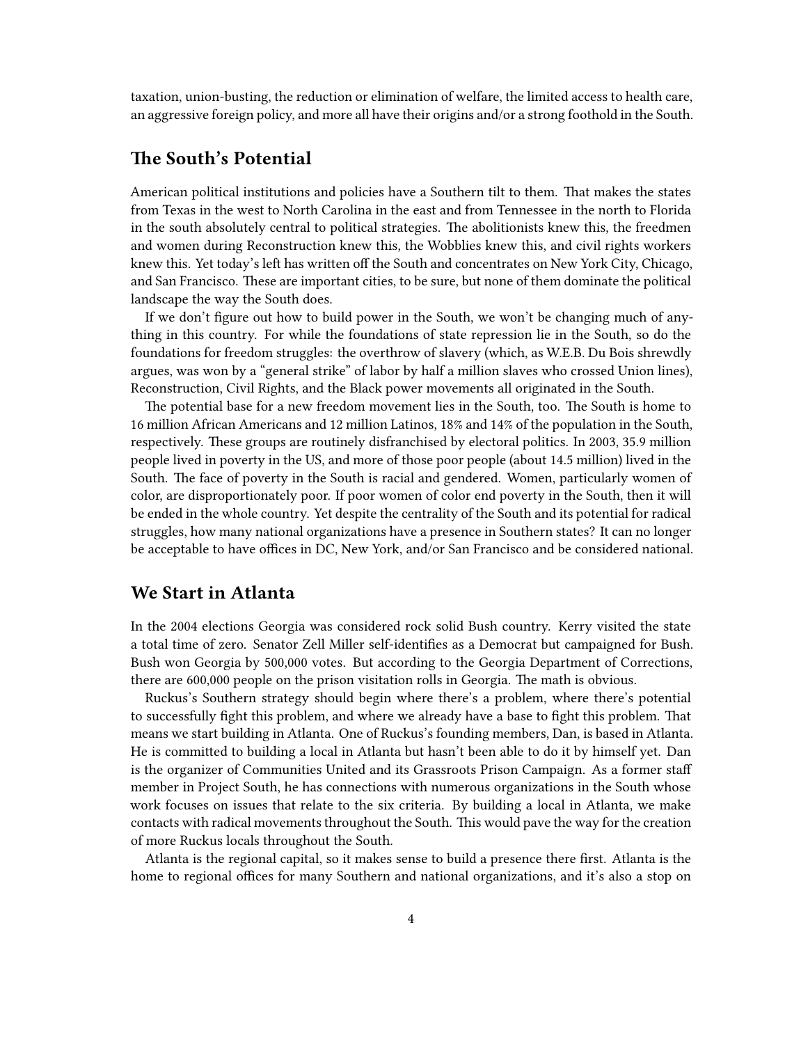taxation, union-busting, the reduction or elimination of welfare, the limited access to health care, an aggressive foreign policy, and more all have their origins and/or a strong foothold in the South.

## The South's Potential

American political institutions and policies have a Southern tilt to them. That makes the states from Texas in the west to North Carolina in the east and from Tennessee in the north to Florida in the south absolutely central to political strategies. The abolitionists knew this, the freedmen and women during Reconstruction knew this, the Wobblies knew this, and civil rights workers knew this. Yet today's left has written off the South and concentrates on New York City, Chicago, and San Francisco. These are important cities, to be sure, but none of them dominate the political landscape the way the South does.

If we don't figure out how to build power in the South, we won't be changing much of anything in this country. For while the foundations of state repression lie in the South, so do the foundations for freedom struggles: the overthrow of slavery (which, as W.E.B. Du Bois shrewdly argues, was won by a "general strike" of labor by half a million slaves who crossed Union lines), Reconstruction, Civil Rights, and the Black power movements all originated in the South.

The potential base for a new freedom movement lies in the South, too. The South is home to 16 million African Americans and 12 million Latinos, 18% and 14% of the population in the South, respectively. These groups are routinely disfranchised by electoral politics. In 2003, 35.9 million people lived in poverty in the US, and more of those poor people (about 14.5 million) lived in the South. The face of poverty in the South is racial and gendered. Women, particularly women of color, are disproportionately poor. If poor women of color end poverty in the South, then it will be ended in the whole country. Yet despite the centrality of the South and its potential for radical struggles, how many national organizations have a presence in Southern states? It can no longer be acceptable to have offices in DC, New York, and/or San Francisco and be considered national.

## We Start in Atlanta

In the 2004 elections Georgia was considered rock solid Bush country. Kerry visited the state a total time of zero. Senator Zell Miller self-identifies as a Democrat but campaigned for Bush. Bush won Georgia by 500,000 votes. But according to the Georgia Department of Corrections, there are 600,000 people on the prison visitation rolls in Georgia. The math is obvious.

Ruckus's Southern strategy should begin where there's a problem, where there's potential to successfully fight this problem, and where we already have a base to fight this problem. That means we start building in Atlanta. One of Ruckus's founding members, Dan, is based in Atlanta. He is committed to building a local in Atlanta but hasn't been able to do it by himself yet. Dan is the organizer of Communities United and its Grassroots Prison Campaign. As a former staff member in Project South, he has connections with numerous organizations in the South whose work focuses on issues that relate to the six criteria. By building a local in Atlanta, we make contacts with radical movements throughout the South. This would pave the way for the creation of more Ruckus locals throughout the South.

Atlanta is the regional capital, so it makes sense to build a presence there first. Atlanta is the home to regional offices for many Southern and national organizations, and it's also a stop on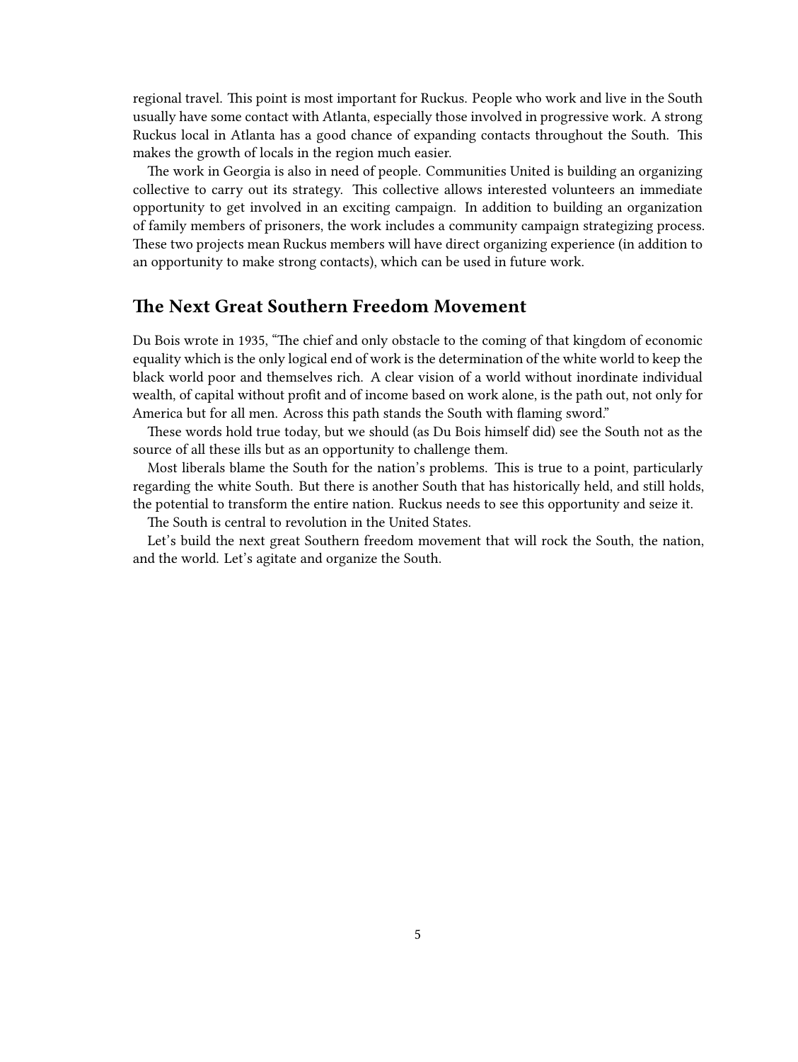regional travel. This point is most important for Ruckus. People who work and live in the South usually have some contact with Atlanta, especially those involved in progressive work. A strong Ruckus local in Atlanta has a good chance of expanding contacts throughout the South. This makes the growth of locals in the region much easier.

The work in Georgia is also in need of people. Communities United is building an organizing collective to carry out its strategy. This collective allows interested volunteers an immediate opportunity to get involved in an exciting campaign. In addition to building an organization of family members of prisoners, the work includes a community campaign strategizing process. These two projects mean Ruckus members will have direct organizing experience (in addition to an opportunity to make strong contacts), which can be used in future work.

## The Next Great Southern Freedom Movement

Du Bois wrote in 1935, "The chief and only obstacle to the coming of that kingdom of economic equality which is the only logical end of work is the determination of the white world to keep the black world poor and themselves rich. A clear vision of a world without inordinate individual wealth, of capital without profit and of income based on work alone, is the path out, not only for America but for all men. Across this path stands the South with flaming sword."

These words hold true today, but we should (as Du Bois himself did) see the South not as the source of all these ills but as an opportunity to challenge them.

Most liberals blame the South for the nation's problems. This is true to a point, particularly regarding the white South. But there is another South that has historically held, and still holds, the potential to transform the entire nation. Ruckus needs to see this opportunity and seize it.

The South is central to revolution in the United States.

Let's build the next great Southern freedom movement that will rock the South, the nation, and the world. Let's agitate and organize the South.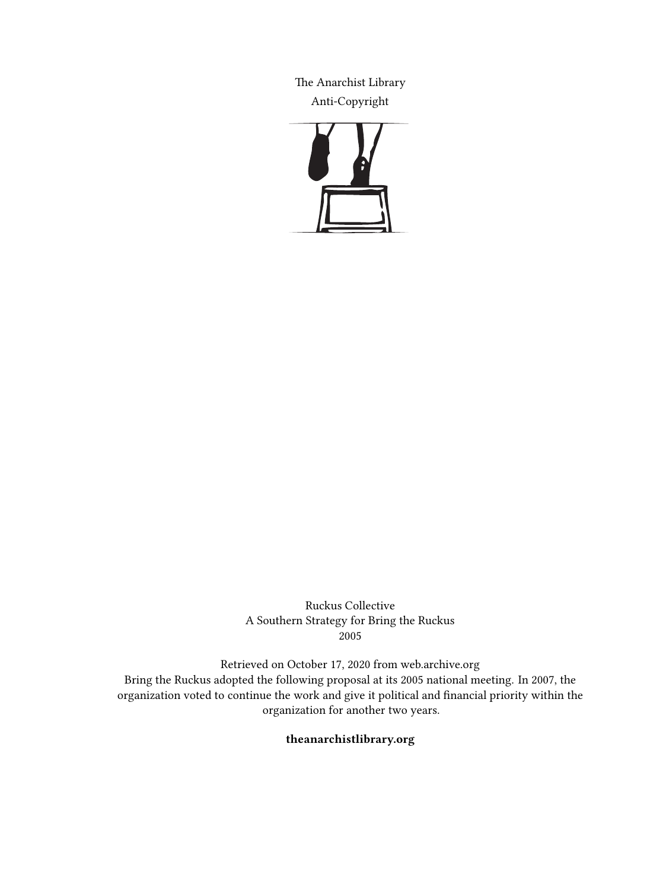The Anarchist Library
Anti-Copyright

Ruckus Collective
A Southern Strategy for Bring the Ruckus
2005

Retrieved on October 17, 2020 from web.archive.org
Bring the Ruckus adopted the following proposal at its 2005 national meeting. In 2007, the organization voted to continue the work and give it political and financial priority within the organization for another two years.

**theanarchistlibrary.org**